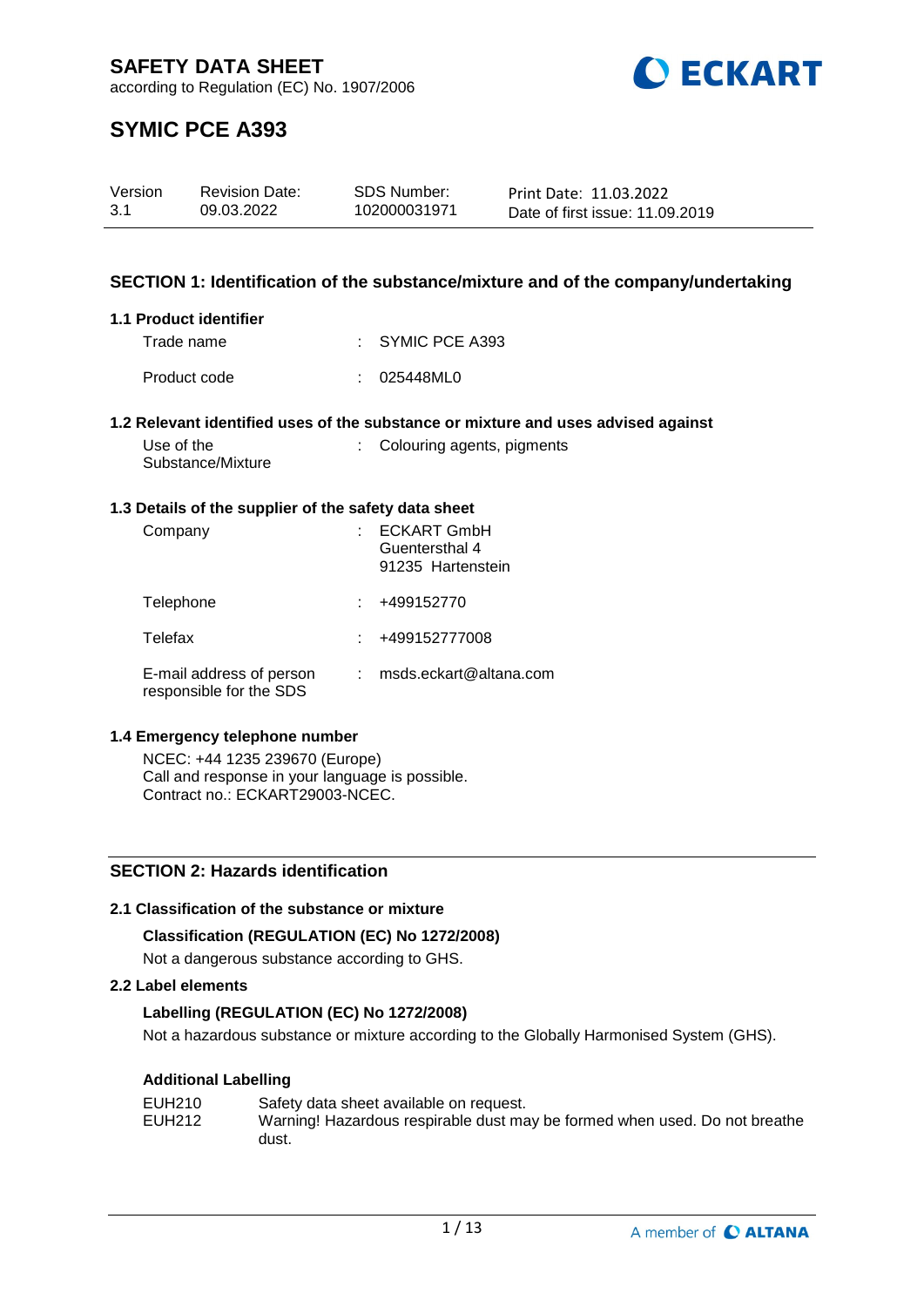# SAFETY DATA SHEET

according to Regulation (EC) No. 1907/2006

# SYMIC PCE A393

| Version | Revision Date: | SDS Number: | Print Date: 11.03.2022 |
|---|---|---|---|
| 3.1 | 09.03.2022 | 102000031971 | Date of first issue: 11.09.2019 |

## SECTION 1: Identification of the substance/mixture and of the company/undertaking

### 1.1 Product identifier

Trade name : SYMIC PCE A393

Product code : 025448ML0

### 1.2 Relevant identified uses of the substance or mixture and uses advised against

Use of the Substance/Mixture : Colouring agents, pigments

### 1.3 Details of the supplier of the safety data sheet

Company : ECKART GmbH
Guentersthal 4
91235 Hartenstein

Telephone : +499152770

Telefax : +499152777008

E-mail address of person responsible for the SDS : msds.eckart@altana.com

### 1.4 Emergency telephone number

NCEC: +44 1235 239670 (Europe)
Call and response in your language is possible.
Contract no.: ECKART29003-NCEC.

## SECTION 2: Hazards identification

### 2.1 Classification of the substance or mixture

**Classification (REGULATION (EC) No 1272/2008)**

Not a dangerous substance according to GHS.

### 2.2 Label elements

**Labelling (REGULATION (EC) No 1272/2008)**

Not a hazardous substance or mixture according to the Globally Harmonised System (GHS).

**Additional Labelling**

EUH210 Safety data sheet available on request.
EUH212 Warning! Hazardous respirable dust may be formed when used. Do not breathe dust.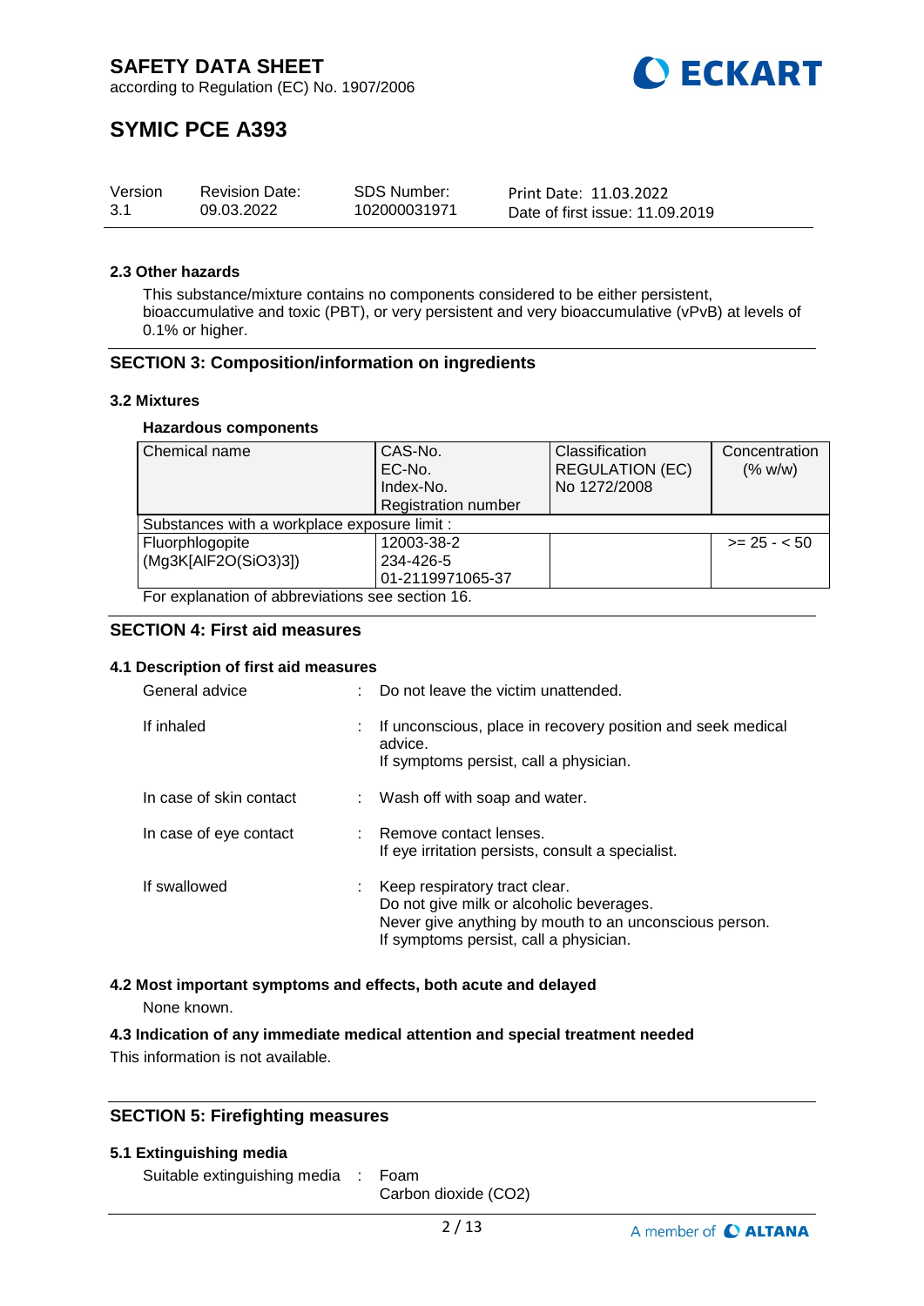### 2.3 Other hazards

This substance/mixture contains no components considered to be either persistent, bioaccumulative and toxic (PBT), or very persistent and very bioaccumulative (vPvB) at levels of 0.1% or higher.

## SECTION 3: Composition/information on ingredients

### 3.2 Mixtures

**Hazardous components**

| Chemical name | CAS-No.<br>EC-No.<br>Index-No.<br>Registration number | Classification<br>REGULATION (EC)<br>No 1272/2008 | Concentration<br>(% w/w) |
|---|---|---|---|
| Substances with a workplace exposure limit : | | | |
| Fluorphlogopite<br>(Mg3K[AlF2O(SiO3)3]) | 12003-38-2<br>234-426-5<br>01-2119971065-37 | | >= 25 - < 50 |

For explanation of abbreviations see section 16.

## SECTION 4: First aid measures

### 4.1 Description of first aid measures

General advice : Do not leave the victim unattended.

If inhaled : If unconscious, place in recovery position and seek medical advice.
If symptoms persist, call a physician.

In case of skin contact : Wash off with soap and water.

In case of eye contact : Remove contact lenses.
If eye irritation persists, consult a specialist.

If swallowed : Keep respiratory tract clear.
Do not give milk or alcoholic beverages.
Never give anything by mouth to an unconscious person.
If symptoms persist, call a physician.

### 4.2 Most important symptoms and effects, both acute and delayed

None known.

### 4.3 Indication of any immediate medical attention and special treatment needed

This information is not available.

## SECTION 5: Firefighting measures

### 5.1 Extinguishing media

Suitable extinguishing media : Foam
Carbon dioxide ($CO_2$)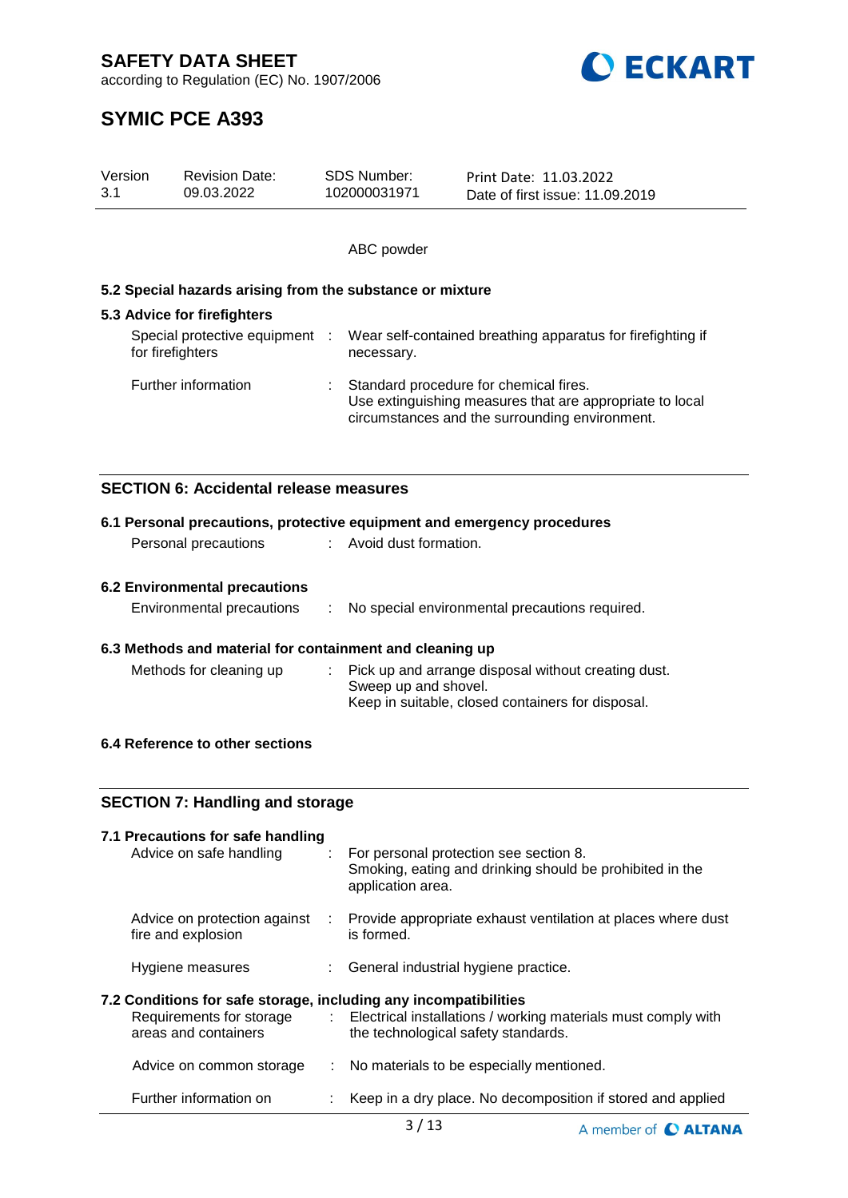ABC powder

**5.2 Special hazards arising from the substance or mixture**

**5.3 Advice for firefighters**

| | | |
|---|---|---|
| Special protective equipment for firefighters | : | Wear self-contained breathing apparatus for firefighting if necessary. |
| Further information | : | Standard procedure for chemical fires. Use extinguishing measures that are appropriate to local circumstances and the surrounding environment. |

## SECTION 6: Accidental release measures

**6.1 Personal precautions, protective equipment and emergency procedures**

| | | |
|---|---|---|
| Personal precautions | : | Avoid dust formation. |

**6.2 Environmental precautions**

| | | |
|---|---|---|
| Environmental precautions | : | No special environmental precautions required. |

**6.3 Methods and material for containment and cleaning up**

| | | |
|---|---|---|
| Methods for cleaning up | : | Pick up and arrange disposal without creating dust. Sweep up and shovel. Keep in suitable, closed containers for disposal. |

**6.4 Reference to other sections**

## SECTION 7: Handling and storage

**7.1 Precautions for safe handling**

| | | |
|---|---|---|
| Advice on safe handling | : | For personal protection see section 8. Smoking, eating and drinking should be prohibited in the application area. |
| Advice on protection against fire and explosion | : | Provide appropriate exhaust ventilation at places where dust is formed. |
| Hygiene measures | : | General industrial hygiene practice. |

**7.2 Conditions for safe storage, including any incompatibilities**

| | | |
|---|---|---|
| Requirements for storage areas and containers | : | Electrical installations / working materials must comply with the technological safety standards. |
| Advice on common storage | : | No materials to be especially mentioned. |
| Further information on | : | Keep in a dry place. No decomposition if stored and applied |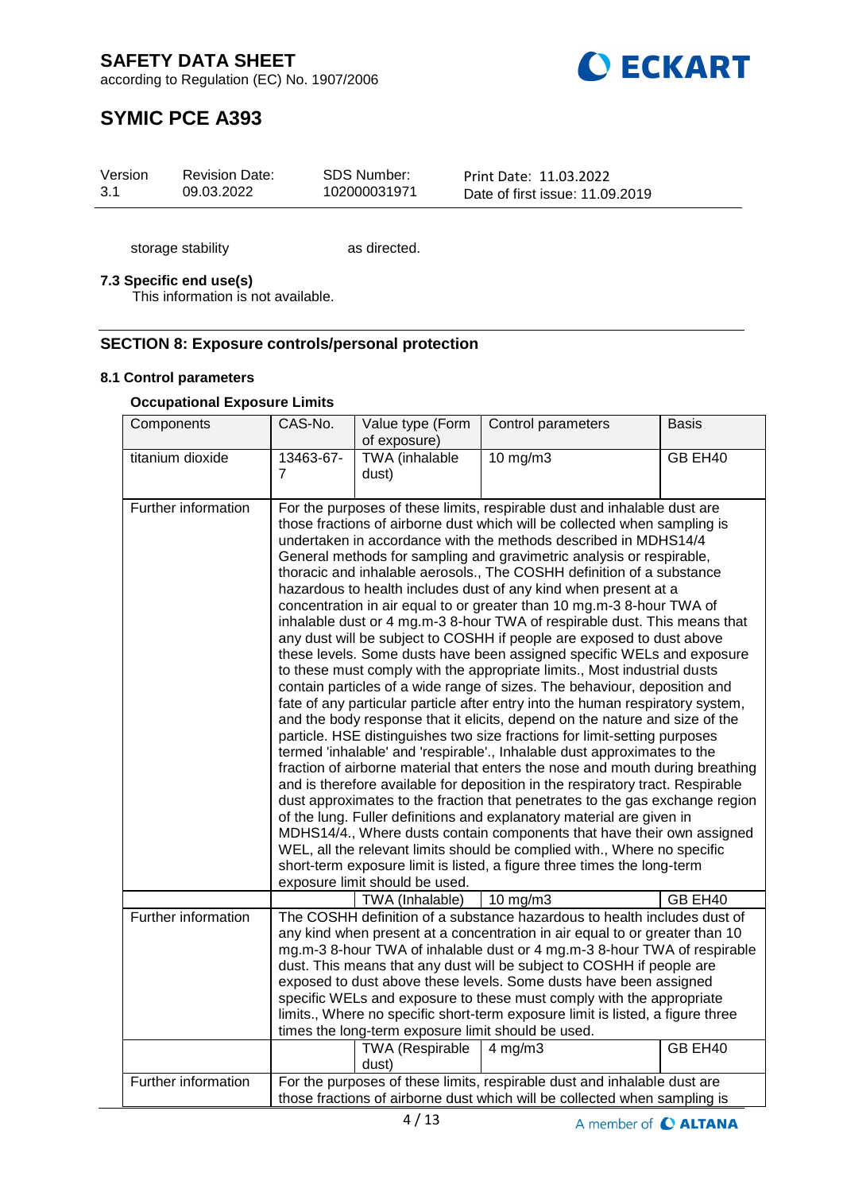storage stability as directed.

**7.3 Specific end use(s)**

This information is not available.

## SECTION 8: Exposure controls/personal protection

**8.1 Control parameters**

**Occupational Exposure Limits**

| Components | CAS-No. | Value type (Form of exposure) | Control parameters | Basis |
|---|---|---|---|---|
| titanium dioxide | 13463-67-7 | TWA (inhalable dust) | 10 mg/m3 | GB EH40 |
| Further information | For the purposes of these limits, respirable dust and inhalable dust are those fractions of airborne dust which will be collected when sampling is undertaken in accordance with the methods described in MDHS14/4 General methods for sampling and gravimetric analysis or respirable, thoracic and inhalable aerosols., The COSHH definition of a substance hazardous to health includes dust of any kind when present at a concentration in air equal to or greater than 10 mg.m-3 8-hour TWA of inhalable dust or 4 mg.m-3 8-hour TWA of respirable dust. This means that any dust will be subject to COSHH if people are exposed to dust above these levels. Some dusts have been assigned specific WELs and exposure to these must comply with the appropriate limits., Most industrial dusts contain particles of a wide range of sizes. The behaviour, deposition and fate of any particular particle after entry into the human respiratory system, and the body response that it elicits, depend on the nature and size of the particle. HSE distinguishes two size fractions for limit-setting purposes termed 'inhalable' and 'respirable'., Inhalable dust approximates to the fraction of airborne material that enters the nose and mouth during breathing and is therefore available for deposition in the respiratory tract. Respirable dust approximates to the fraction that penetrates to the gas exchange region of the lung. Fuller definitions and explanatory material are given in MDHS14/4., Where dusts contain components that have their own assigned WEL, all the relevant limits should be complied with., Where no specific short-term exposure limit is listed, a figure three times the long-term exposure limit should be used. | | | |
| | | TWA (Inhalable) | 10 mg/m3 | GB EH40 |
| Further information | The COSHH definition of a substance hazardous to health includes dust of any kind when present at a concentration in air equal to or greater than 10 mg.m-3 8-hour TWA of inhalable dust or 4 mg.m-3 8-hour TWA of respirable dust. This means that any dust will be subject to COSHH if people are exposed to dust above these levels. Some dusts have been assigned specific WELs and exposure to these must comply with the appropriate limits., Where no specific short-term exposure limit is listed, a figure three times the long-term exposure limit should be used. | | | |
| | | TWA (Respirable dust) | 4 mg/m3 | GB EH40 |
| Further information | For the purposes of these limits, respirable dust and inhalable dust are those fractions of airborne dust which will be collected when sampling is | | | |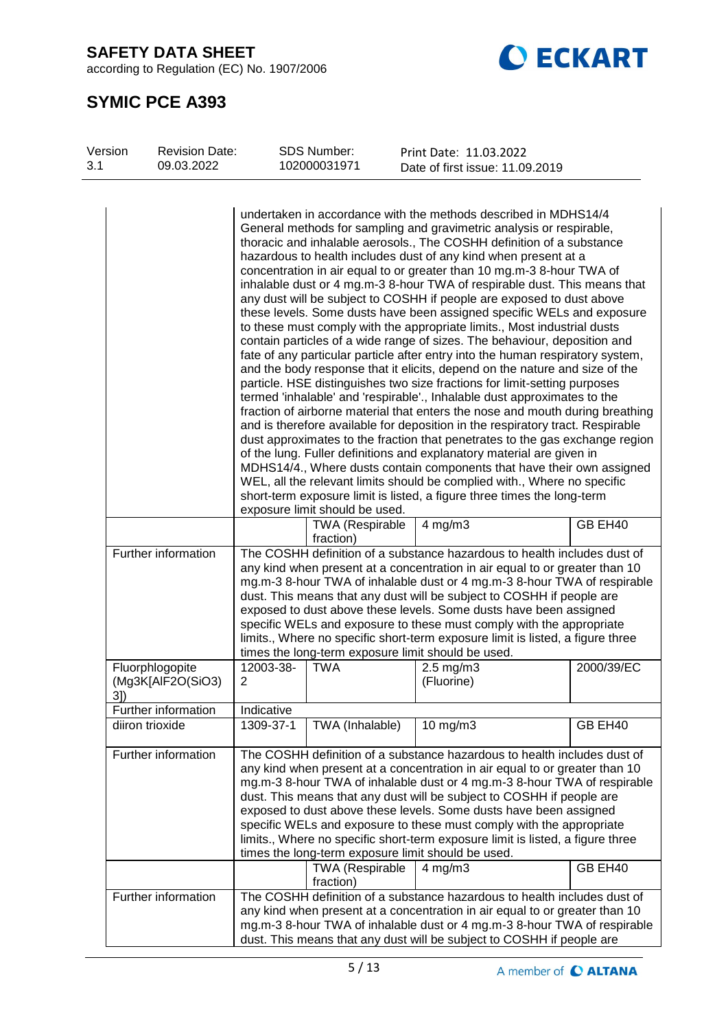| | | | | |
|---|---|---|---|---|
| | undertaken in accordance with the methods described in MDHS14/4 General methods for sampling and gravimetric analysis or respirable, thoracic and inhalable aerosols., The COSHH definition of a substance hazardous to health includes dust of any kind when present at a concentration in air equal to or greater than 10 mg.m-3 8-hour TWA of inhalable dust or 4 mg.m-3 8-hour TWA of respirable dust. This means that any dust will be subject to COSHH if people are exposed to dust above these levels. Some dusts have been assigned specific WELs and exposure to these must comply with the appropriate limits., Most industrial dusts contain particles of a wide range of sizes. The behaviour, deposition and fate of any particular particle after entry into the human respiratory system, and the body response that it elicits, depend on the nature and size of the particle. HSE distinguishes two size fractions for limit-setting purposes termed 'inhalable' and 'respirable'., Inhalable dust approximates to the fraction of airborne material that enters the nose and mouth during breathing and is therefore available for deposition in the respiratory tract. Respirable dust approximates to the fraction that penetrates to the gas exchange region of the lung. Fuller definitions and explanatory material are given in MDHS14/4., Where dusts contain components that have their own assigned WEL, all the relevant limits should be complied with., Where no specific short-term exposure limit is listed, a figure three times the long-term exposure limit should be used. | | | |
| | | TWA (Respirable fraction) | 4 mg/m3 | GB EH40 |
| Further information | The COSHH definition of a substance hazardous to health includes dust of any kind when present at a concentration in air equal to or greater than 10 mg.m-3 8-hour TWA of inhalable dust or 4 mg.m-3 8-hour TWA of respirable dust. This means that any dust will be subject to COSHH if people are exposed to dust above these levels. Some dusts have been assigned specific WELs and exposure to these must comply with the appropriate limits., Where no specific short-term exposure limit is listed, a figure three times the long-term exposure limit should be used. | | | |
| Fluorphlogopite (Mg3K[AlF2O(SiO3) 3]) | 12003-38-2 | TWA | 2.5 mg/m3 (Fluorine) | 2000/39/EC |
| Further information | Indicative | | | |
| diiron trioxide | 1309-37-1 | TWA (Inhalable) | 10 mg/m3 | GB EH40 |
| Further information | The COSHH definition of a substance hazardous to health includes dust of any kind when present at a concentration in air equal to or greater than 10 mg.m-3 8-hour TWA of inhalable dust or 4 mg.m-3 8-hour TWA of respirable dust. This means that any dust will be subject to COSHH if people are exposed to dust above these levels. Some dusts have been assigned specific WELs and exposure to these must comply with the appropriate limits., Where no specific short-term exposure limit is listed, a figure three times the long-term exposure limit should be used. | | | |
| | | TWA (Respirable fraction) | 4 mg/m3 | GB EH40 |
| Further information | The COSHH definition of a substance hazardous to health includes dust of any kind when present at a concentration in air equal to or greater than 10 mg.m-3 8-hour TWA of inhalable dust or 4 mg.m-3 8-hour TWA of respirable dust. This means that any dust will be subject to COSHH if people are | | | |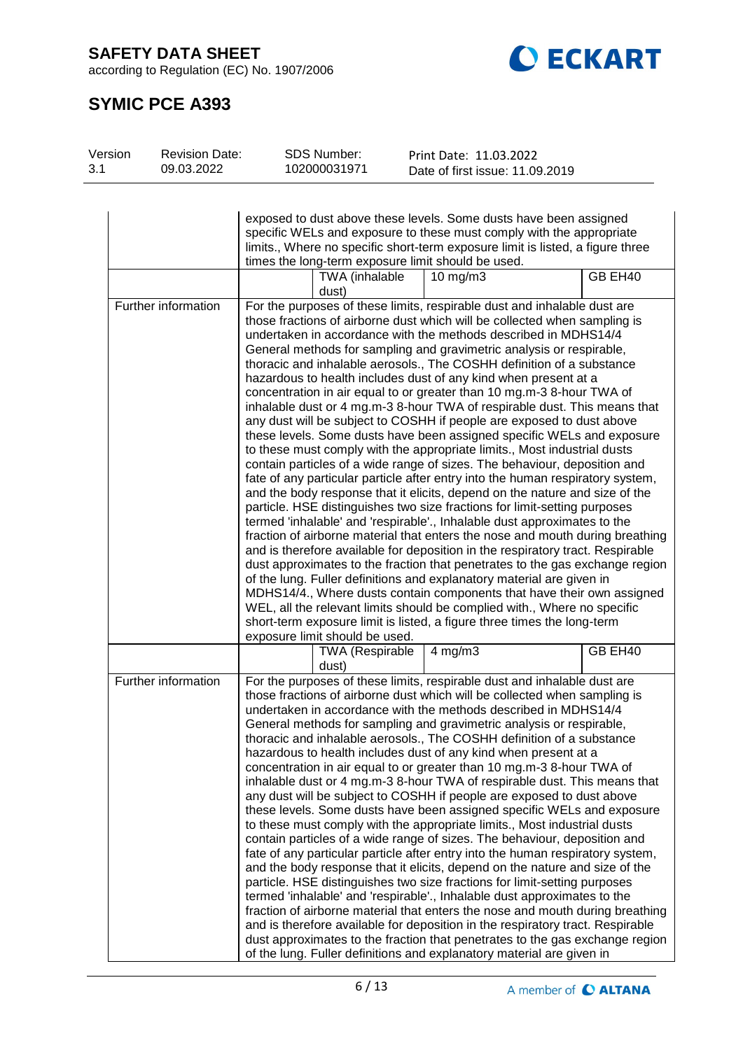# SAFETY DATA SHEET

according to Regulation (EC) No. 1907/2006

## SYMIC PCE A393

| Version | Revision Date: | SDS Number: | Print Date: 11.03.2022 |
|---|---|---|---|
| 3.1 | 09.03.2022 | 102000031971 | Date of first issue: 11.09.2019 |

| | | | | |
|---|---|---|---|---|
| | exposed to dust above these levels. Some dusts have been assigned specific WELs and exposure to these must comply with the appropriate limits., Where no specific short-term exposure limit is listed, a figure three times the long-term exposure limit should be used. | | | |
| | | TWA (inhalable dust) | 10 mg/m3 | GB EH40 |
| Further information | For the purposes of these limits, respirable dust and inhalable dust are those fractions of airborne dust which will be collected when sampling is undertaken in accordance with the methods described in MDHS14/4 General methods for sampling and gravimetric analysis or respirable, thoracic and inhalable aerosols., The COSHH definition of a substance hazardous to health includes dust of any kind when present at a concentration in air equal to or greater than 10 mg.m-3 8-hour TWA of inhalable dust or 4 mg.m-3 8-hour TWA of respirable dust. This means that any dust will be subject to COSHH if people are exposed to dust above these levels. Some dusts have been assigned specific WELs and exposure to these must comply with the appropriate limits., Most industrial dusts contain particles of a wide range of sizes. The behaviour, deposition and fate of any particular particle after entry into the human respiratory system, and the body response that it elicits, depend on the nature and size of the particle. HSE distinguishes two size fractions for limit-setting purposes termed 'inhalable' and 'respirable'., Inhalable dust approximates to the fraction of airborne material that enters the nose and mouth during breathing and is therefore available for deposition in the respiratory tract. Respirable dust approximates to the fraction that penetrates to the gas exchange region of the lung. Fuller definitions and explanatory material are given in MDHS14/4., Where dusts contain components that have their own assigned WEL, all the relevant limits should be complied with., Where no specific short-term exposure limit is listed, a figure three times the long-term exposure limit should be used. | | | |
| | | TWA (Respirable dust) | 4 mg/m3 | GB EH40 |
| Further information | For the purposes of these limits, respirable dust and inhalable dust are those fractions of airborne dust which will be collected when sampling is undertaken in accordance with the methods described in MDHS14/4 General methods for sampling and gravimetric analysis or respirable, thoracic and inhalable aerosols., The COSHH definition of a substance hazardous to health includes dust of any kind when present at a concentration in air equal to or greater than 10 mg.m-3 8-hour TWA of inhalable dust or 4 mg.m-3 8-hour TWA of respirable dust. This means that any dust will be subject to COSHH if people are exposed to dust above these levels. Some dusts have been assigned specific WELs and exposure to these must comply with the appropriate limits., Most industrial dusts contain particles of a wide range of sizes. The behaviour, deposition and fate of any particular particle after entry into the human respiratory system, and the body response that it elicits, depend on the nature and size of the particle. HSE distinguishes two size fractions for limit-setting purposes termed 'inhalable' and 'respirable'., Inhalable dust approximates to the fraction of airborne material that enters the nose and mouth during breathing and is therefore available for deposition in the respiratory tract. Respirable dust approximates to the fraction that penetrates to the gas exchange region of the lung. Fuller definitions and explanatory material are given in | | | |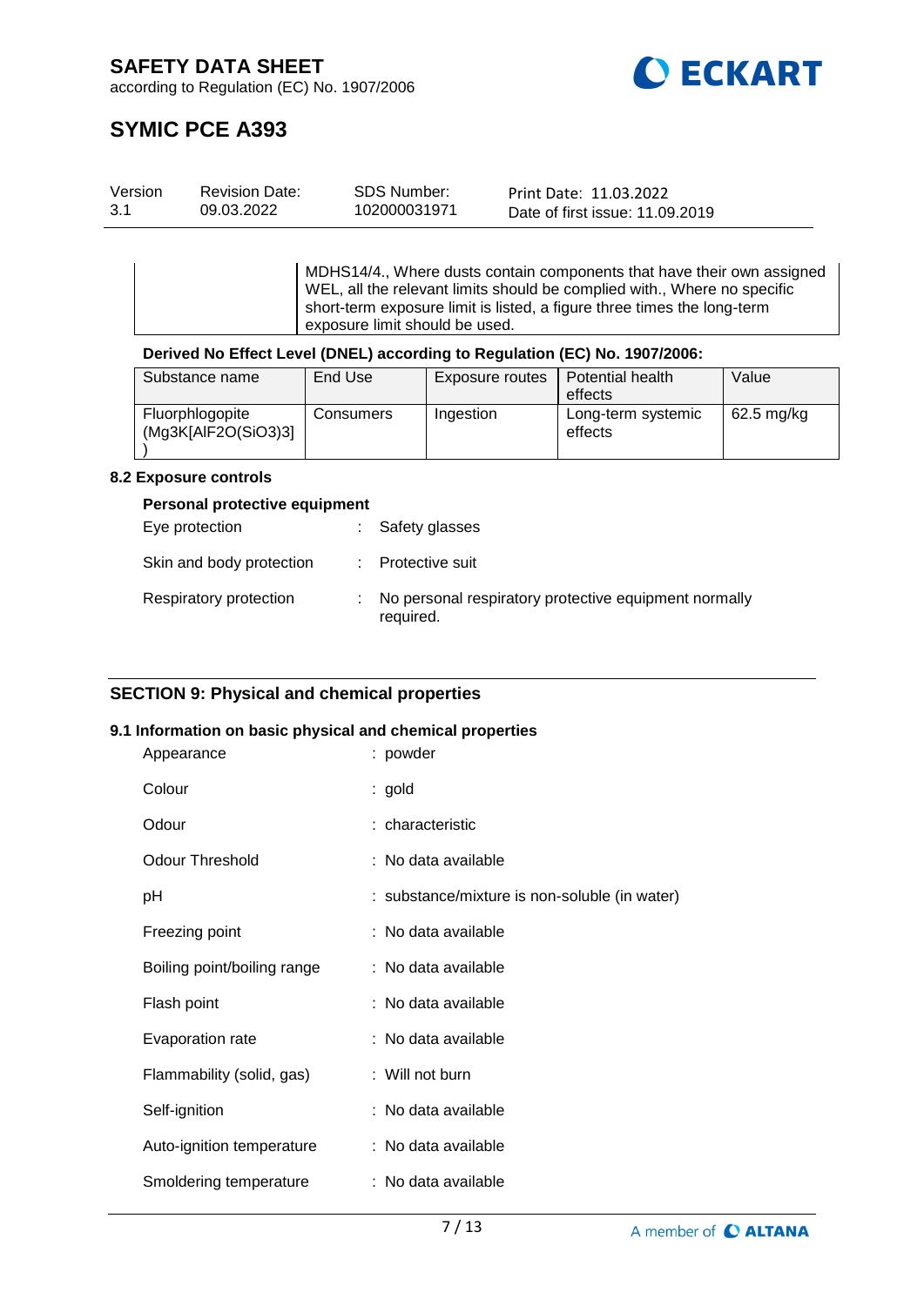| | MDHS14/4., Where dusts contain components that have their own assigned WEL, all the relevant limits should be complied with., Where no specific short-term exposure limit is listed, a figure three times the long-term exposure limit should be used. |
|---|---|

**Derived No Effect Level (DNEL) according to Regulation (EC) No. 1907/2006:**

| Substance name | End Use | Exposure routes | Potential health effects | Value |
|---|---|---|---|---|
| Fluorphlogopite (Mg3K[AlF2O(SiO3)3]) | Consumers | Ingestion | Long-term systemic effects | 62.5 mg/kg |

### 8.2 Exposure controls

**Personal protective equipment**

Eye protection : Safety glasses

Skin and body protection : Protective suit

Respiratory protection : No personal respiratory protective equipment normally required.

## SECTION 9: Physical and chemical properties

### 9.1 Information on basic physical and chemical properties

Appearance : powder

Colour : gold

Odour : characteristic

Odour Threshold : No data available

pH : substance/mixture is non-soluble (in water)

Freezing point : No data available

Boiling point/boiling range : No data available

Flash point : No data available

Evaporation rate : No data available

Flammability (solid, gas) : Will not burn

Self-ignition : No data available

Auto-ignition temperature : No data available

Smoldering temperature : No data available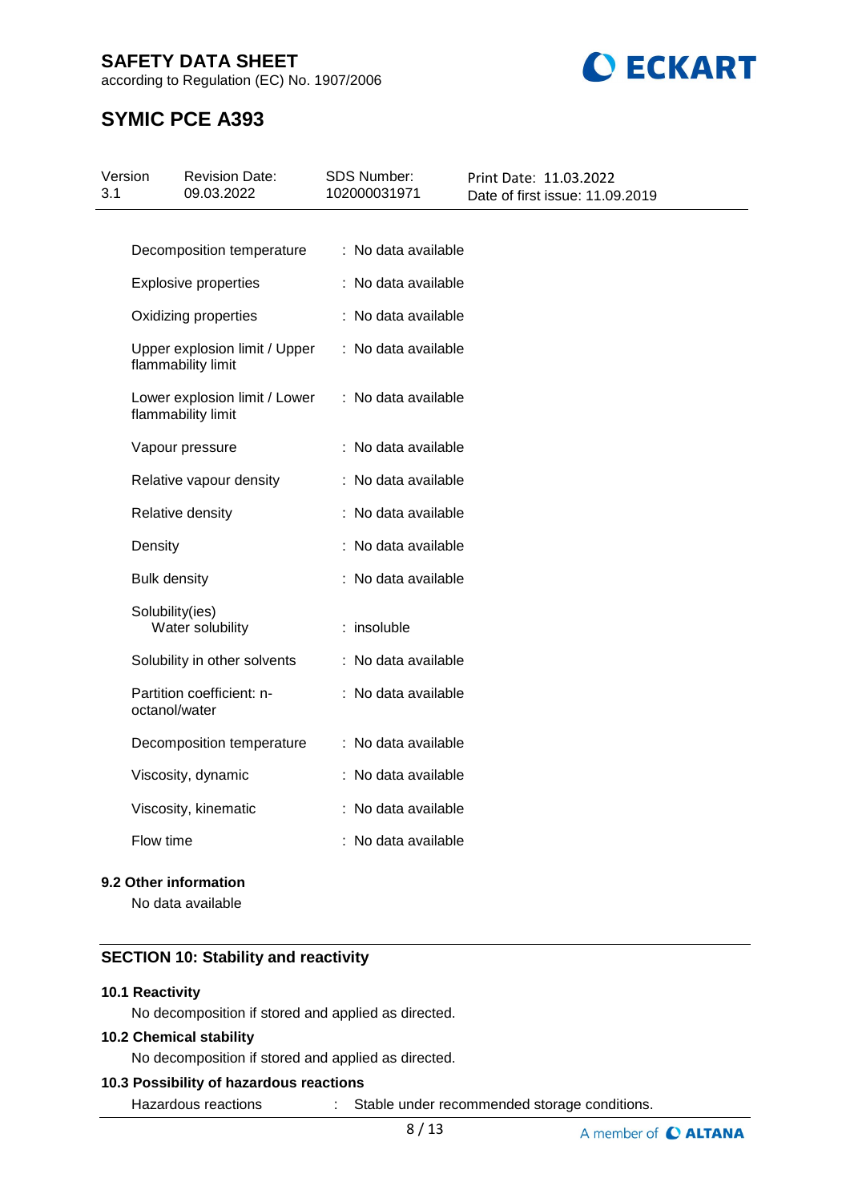| | | |
|---|---|---|
| Decomposition temperature | : | No data available |
| Explosive properties | : | No data available |
| Oxidizing properties | : | No data available |
| Upper explosion limit / Upper flammability limit | : | No data available |
| Lower explosion limit / Lower flammability limit | : | No data available |
| Vapour pressure | : | No data available |
| Relative vapour density | : | No data available |
| Relative density | : | No data available |
| Density | : | No data available |
| Bulk density | : | No data available |
| Solubility(ies) | | |
| Water solubility | : | insoluble |
| Solubility in other solvents | : | No data available |
| Partition coefficient: n-octanol/water | : | No data available |
| Decomposition temperature | : | No data available |
| Viscosity, dynamic | : | No data available |
| Viscosity, kinematic | : | No data available |
| Flow time | : | No data available |

### 9.2 Other information

No data available

## SECTION 10: Stability and reactivity

### 10.1 Reactivity

No decomposition if stored and applied as directed.

### 10.2 Chemical stability

No decomposition if stored and applied as directed.

### 10.3 Possibility of hazardous reactions

Hazardous reactions : Stable under recommended storage conditions.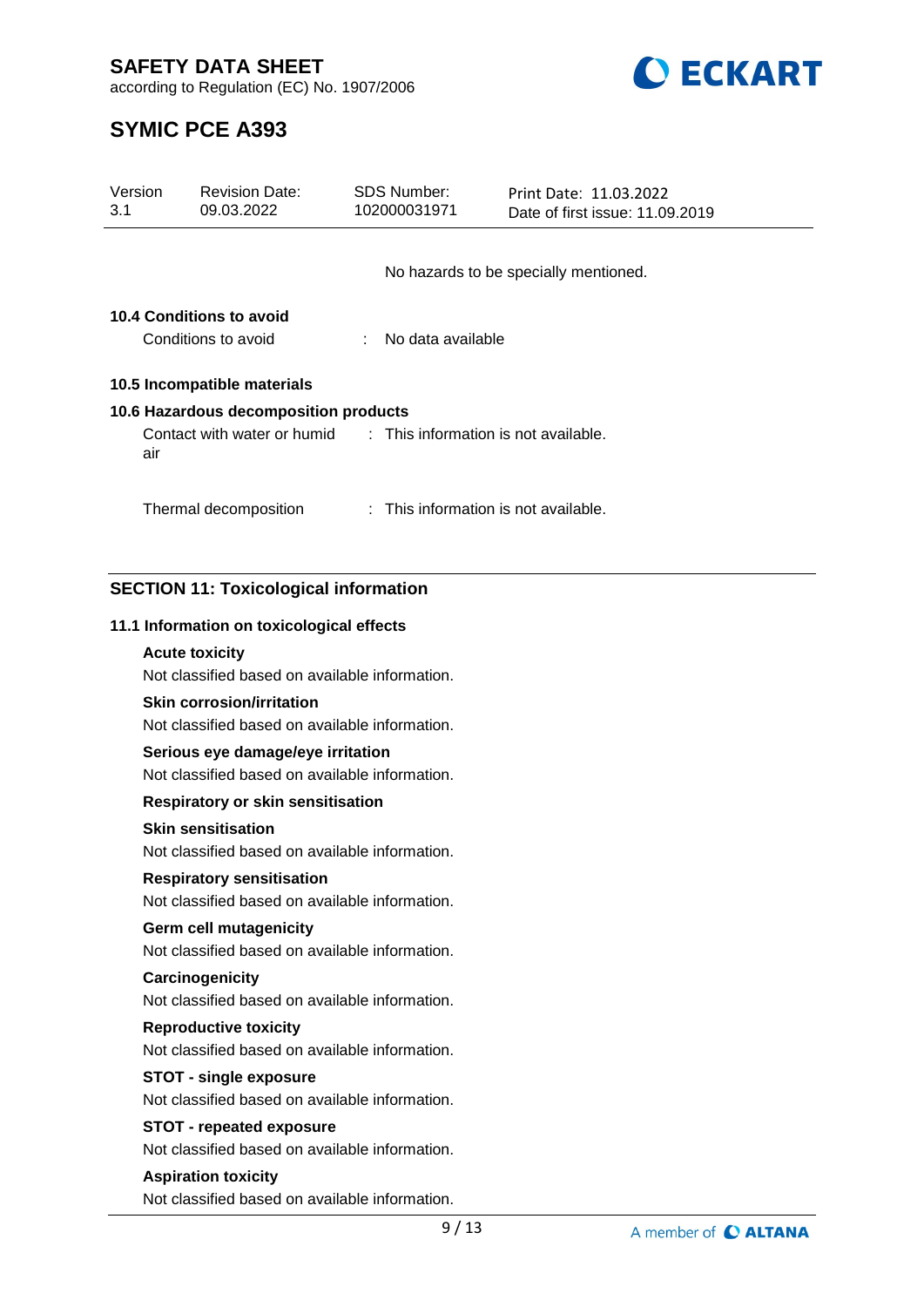No hazards to be specially mentioned.

**10.4 Conditions to avoid**

Conditions to avoid : No data available

**10.5 Incompatible materials**

**10.6 Hazardous decomposition products**

Contact with water or humid air : This information is not available.

Thermal decomposition : This information is not available.

## SECTION 11: Toxicological information

**11.1 Information on toxicological effects**

**Acute toxicity**

Not classified based on available information.

**Skin corrosion/irritation**

Not classified based on available information.

**Serious eye damage/eye irritation**

Not classified based on available information.

**Respiratory or skin sensitisation**

**Skin sensitisation**

Not classified based on available information.

**Respiratory sensitisation**

Not classified based on available information.

**Germ cell mutagenicity**

Not classified based on available information.

**Carcinogenicity**

Not classified based on available information.

**Reproductive toxicity**

Not classified based on available information.

**STOT - single exposure**

Not classified based on available information.

**STOT - repeated exposure**

Not classified based on available information.

**Aspiration toxicity**

Not classified based on available information.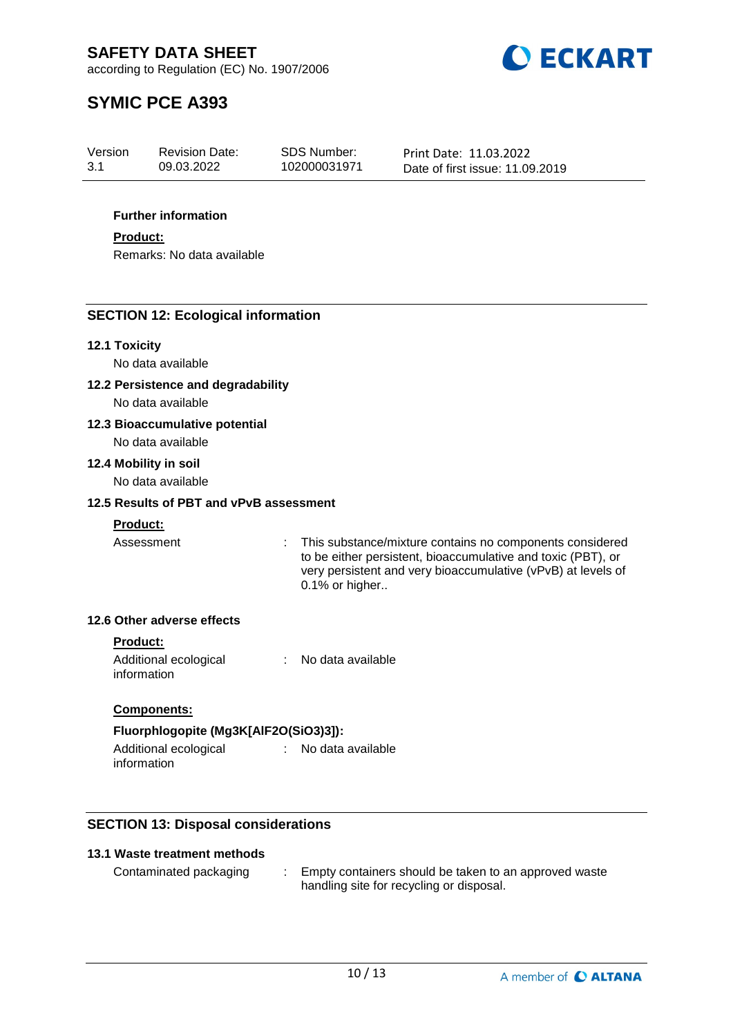**Further information**

**Product:**

Remarks: No data available

## SECTION 12: Ecological information

### 12.1 Toxicity

No data available

### 12.2 Persistence and degradability

No data available

### 12.3 Bioaccumulative potential

No data available

### 12.4 Mobility in soil

No data available

### 12.5 Results of PBT and vPvB assessment

**Product:**

Assessment : This substance/mixture contains no components considered to be either persistent, bioaccumulative and toxic (PBT), or very persistent and very bioaccumulative (vPvB) at levels of 0.1% or higher..

### 12.6 Other adverse effects

**Product:**

Additional ecological information : No data available

**Components:**

**Fluorphlogopite (Mg3K[AlF2O(SiO3)3]):**

Additional ecological information : No data available

## SECTION 13: Disposal considerations

### 13.1 Waste treatment methods

Contaminated packaging : Empty containers should be taken to an approved waste handling site for recycling or disposal.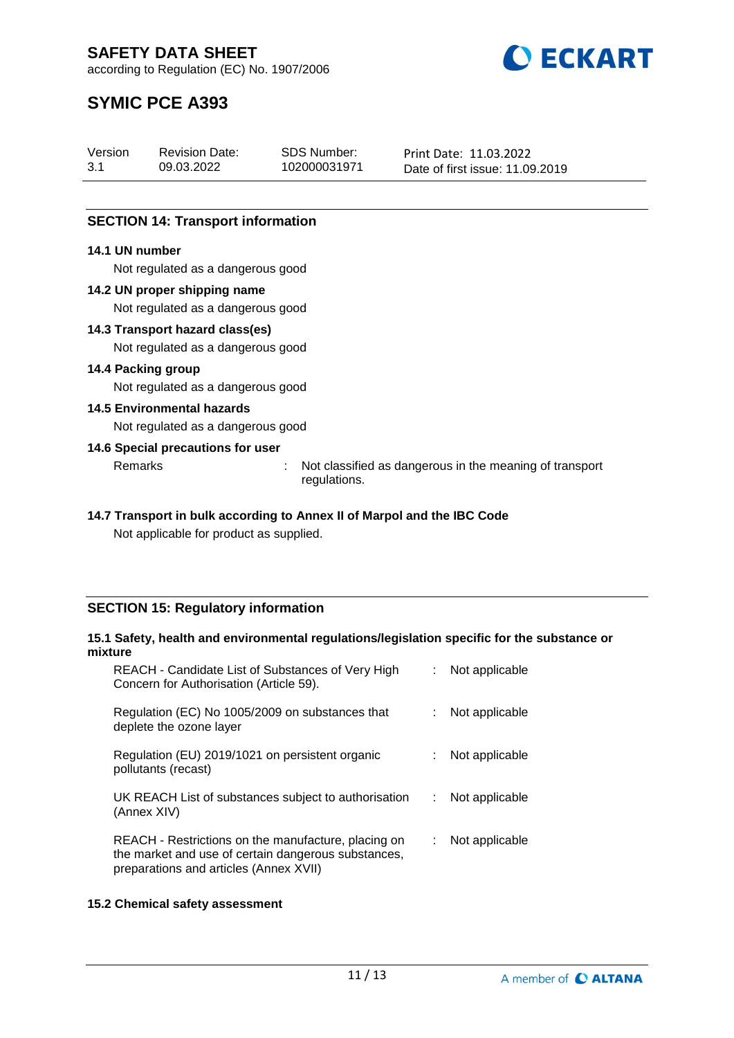## SECTION 14: Transport information

### 14.1 UN number

Not regulated as a dangerous good

### 14.2 UN proper shipping name

Not regulated as a dangerous good

### 14.3 Transport hazard class(es)

Not regulated as a dangerous good

### 14.4 Packing group

Not regulated as a dangerous good

### 14.5 Environmental hazards

Not regulated as a dangerous good

### 14.6 Special precautions for user

Remarks : Not classified as dangerous in the meaning of transport regulations.

### 14.7 Transport in bulk according to Annex II of Marpol and the IBC Code

Not applicable for product as supplied.

## SECTION 15: Regulatory information

### 15.1 Safety, health and environmental regulations/legislation specific for the substance or mixture

| | | |
|---|---|---|
| REACH - Candidate List of Substances of Very High Concern for Authorisation (Article 59). | : | Not applicable |
| Regulation (EC) No 1005/2009 on substances that deplete the ozone layer | : | Not applicable |
| Regulation (EU) 2019/1021 on persistent organic pollutants (recast) | : | Not applicable |
| UK REACH List of substances subject to authorisation (Annex XIV) | : | Not applicable |
| REACH - Restrictions on the manufacture, placing on the market and use of certain dangerous substances, preparations and articles (Annex XVII) | : | Not applicable |

### 15.2 Chemical safety assessment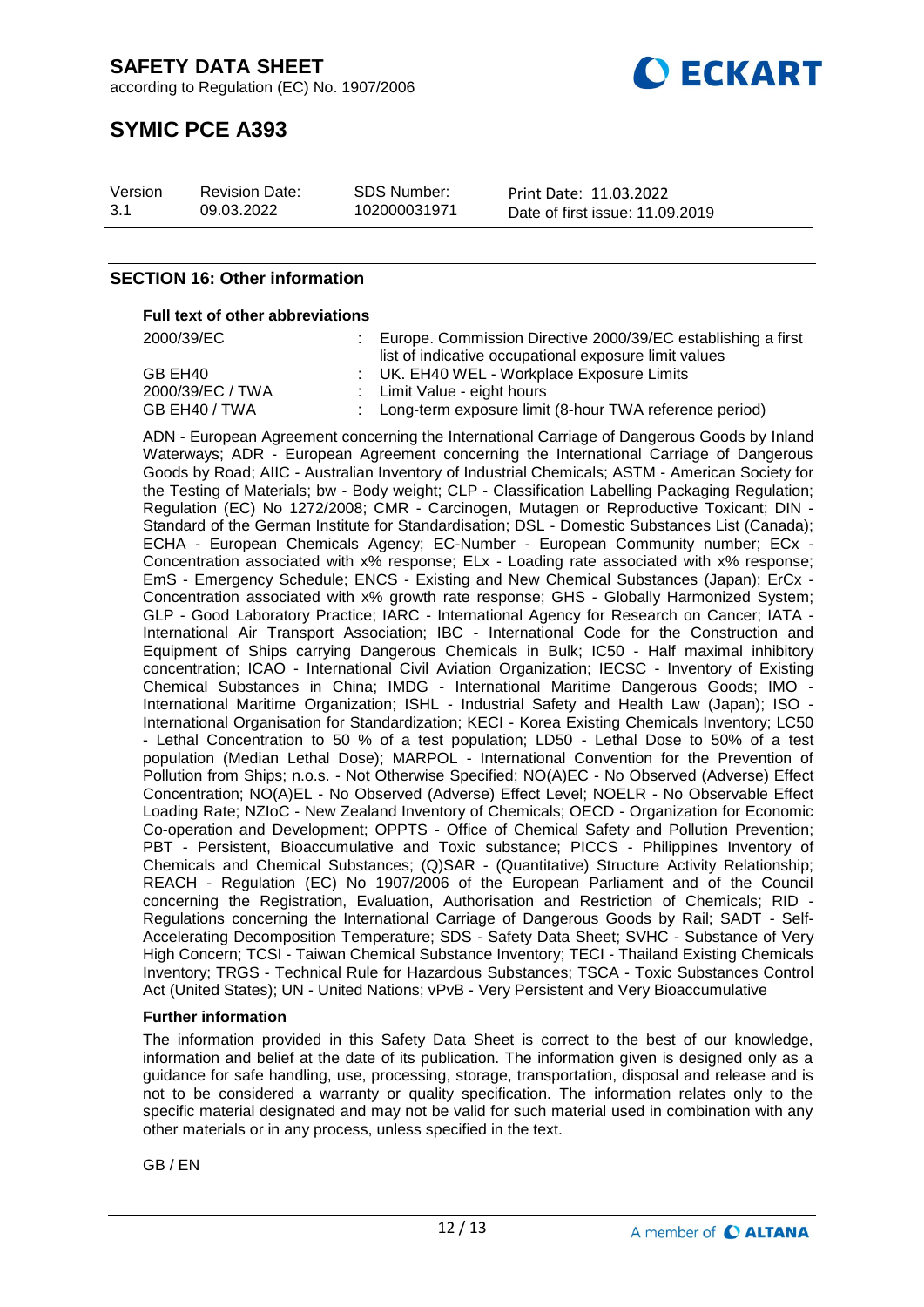## SECTION 16: Other information

### Full text of other abbreviations

| | |
|---|---|
| 2000/39/EC | : Europe. Commission Directive 2000/39/EC establishing a first list of indicative occupational exposure limit values |
| GB EH40 | : UK. EH40 WEL - Workplace Exposure Limits |
| 2000/39/EC / TWA | : Limit Value - eight hours |
| GB EH40 / TWA | : Long-term exposure limit (8-hour TWA reference period) |

ADN - European Agreement concerning the International Carriage of Dangerous Goods by Inland Waterways; ADR - European Agreement concerning the International Carriage of Dangerous Goods by Road; AIIC - Australian Inventory of Industrial Chemicals; ASTM - American Society for the Testing of Materials; bw - Body weight; CLP - Classification Labelling Packaging Regulation; Regulation (EC) No 1272/2008; CMR - Carcinogen, Mutagen or Reproductive Toxicant; DIN - Standard of the German Institute for Standardisation; DSL - Domestic Substances List (Canada); ECHA - European Chemicals Agency; EC-Number - European Community number; ECx - Concentration associated with x% response; ELx - Loading rate associated with x% response; EmS - Emergency Schedule; ENCS - Existing and New Chemical Substances (Japan); ErCx - Concentration associated with x% growth rate response; GHS - Globally Harmonized System; GLP - Good Laboratory Practice; IARC - International Agency for Research on Cancer; IATA - International Air Transport Association; IBC - International Code for the Construction and Equipment of Ships carrying Dangerous Chemicals in Bulk; IC50 - Half maximal inhibitory concentration; ICAO - International Civil Aviation Organization; IECSC - Inventory of Existing Chemical Substances in China; IMDG - International Maritime Dangerous Goods; IMO - International Maritime Organization; ISHL - Industrial Safety and Health Law (Japan); ISO - International Organisation for Standardization; KECI - Korea Existing Chemicals Inventory; LC50 - Lethal Concentration to 50 % of a test population; LD50 - Lethal Dose to 50% of a test population (Median Lethal Dose); MARPOL - International Convention for the Prevention of Pollution from Ships; n.o.s. - Not Otherwise Specified; NO(A)EC - No Observed (Adverse) Effect Concentration; NO(A)EL - No Observed (Adverse) Effect Level; NOELR - No Observable Effect Loading Rate; NZIoC - New Zealand Inventory of Chemicals; OECD - Organization for Economic Co-operation and Development; OPPTS - Office of Chemical Safety and Pollution Prevention; PBT - Persistent, Bioaccumulative and Toxic substance; PICCS - Philippines Inventory of Chemicals and Chemical Substances; (Q)SAR - (Quantitative) Structure Activity Relationship; REACH - Regulation (EC) No 1907/2006 of the European Parliament and of the Council concerning the Registration, Evaluation, Authorisation and Restriction of Chemicals; RID - Regulations concerning the International Carriage of Dangerous Goods by Rail; SADT - Self-Accelerating Decomposition Temperature; SDS - Safety Data Sheet; SVHC - Substance of Very High Concern; TCSI - Taiwan Chemical Substance Inventory; TECI - Thailand Existing Chemicals Inventory; TRGS - Technical Rule for Hazardous Substances; TSCA - Toxic Substances Control Act (United States); UN - United Nations; vPvB - Very Persistent and Very Bioaccumulative

### Further information

The information provided in this Safety Data Sheet is correct to the best of our knowledge, information and belief at the date of its publication. The information given is designed only as a guidance for safe handling, use, processing, storage, transportation, disposal and release and is not to be considered a warranty or quality specification. The information relates only to the specific material designated and may not be valid for such material used in combination with any other materials or in any process, unless specified in the text.

GB / EN